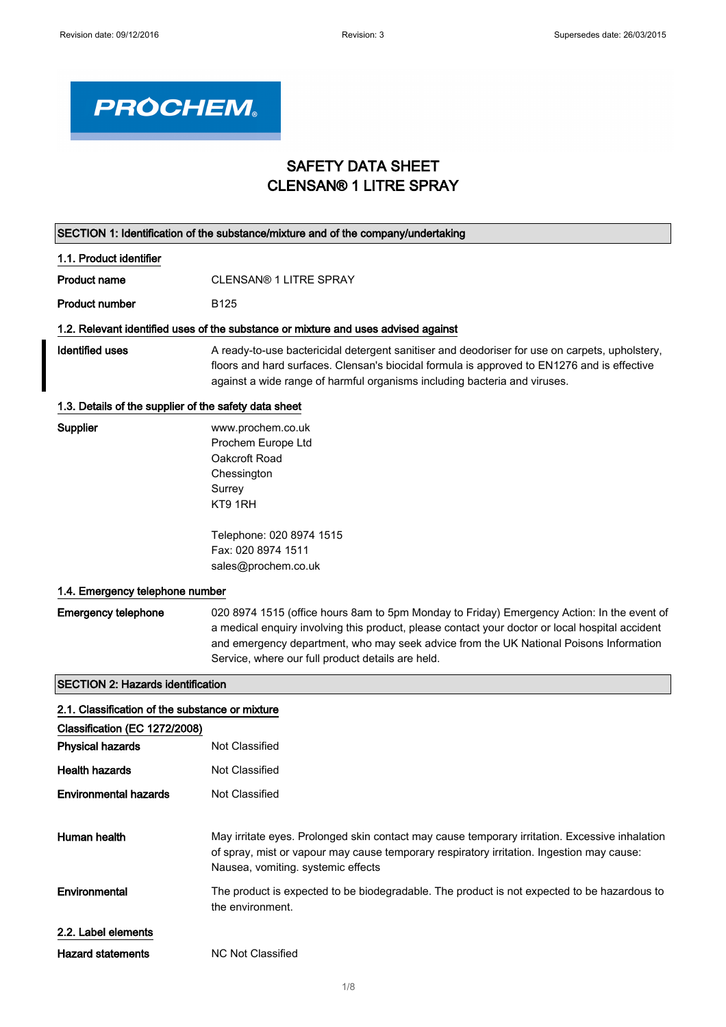# SAFETY DATA SHEET
# CLENSAN® 1 LITRE SPRAY

## SECTION 1: Identification of the substance/mixture and of the company/undertaking

### 1.1. Product identifier

**Product name** CLENSAN® 1 LITRE SPRAY

**Product number** B125

### 1.2. Relevant identified uses of the substance or mixture and uses advised against

**Identified uses** A ready-to-use bactericidal detergent sanitiser and deodoriser for use on carpets, upholstery, floors and hard surfaces. Clensan's biocidal formula is approved to EN1276 and is effective against a wide range of harmful organisms including bacteria and viruses.

### 1.3. Details of the supplier of the safety data sheet

**Supplier**
www.prochem.co.uk
Prochem Europe Ltd
Oakcroft Road
Chessington
Surrey
KT9 1RH

Telephone: 020 8974 1515
Fax: 020 8974 1511
sales@prochem.co.uk

### 1.4. Emergency telephone number

**Emergency telephone** 020 8974 1515 (office hours 8am to 5pm Monday to Friday) Emergency Action: In the event of a medical enquiry involving this product, please contact your doctor or local hospital accident and emergency department, who may seek advice from the UK National Poisons Information Service, where our full product details are held.

## SECTION 2: Hazards identification

### 2.1. Classification of the substance or mixture

**Classification (EC 1272/2008)**

**Physical hazards** Not Classified

**Health hazards** Not Classified

**Environmental hazards** Not Classified

**Human health** May irritate eyes. Prolonged skin contact may cause temporary irritation. Excessive inhalation of spray, mist or vapour may cause temporary respiratory irritation. Ingestion may cause: Nausea, vomiting. systemic effects

**Environmental** The product is expected to be biodegradable. The product is not expected to be hazardous to the environment.

### 2.2. Label elements

**Hazard statements** NC Not Classified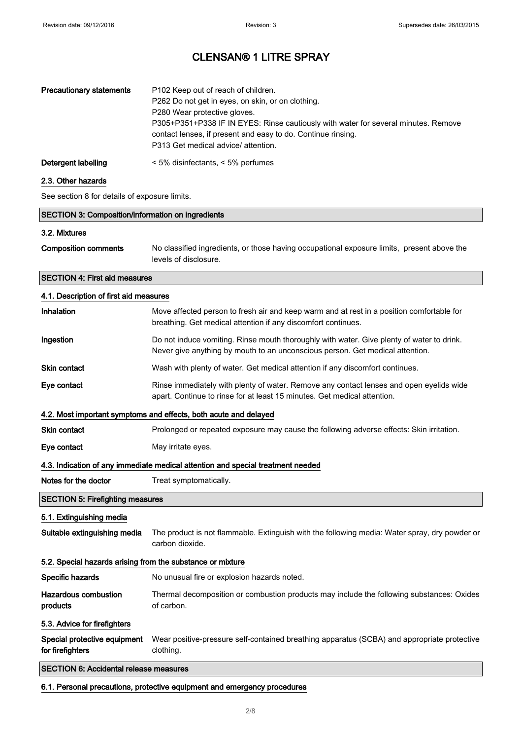| | |
|---|---|
| **Precautionary statements** | P102 Keep out of reach of children.<br>P262 Do not get in eyes, on skin, or on clothing.<br>P280 Wear protective gloves.<br>P305+P351+P338 IF IN EYES: Rinse cautiously with water for several minutes. Remove contact lenses, if present and easy to do. Continue rinsing.<br>P313 Get medical advice/ attention. |
| **Detergent labelling** | < 5% disinfectants, < 5% perfumes |

### 2.3. Other hazards

See section 8 for details of exposure limits.

## SECTION 3: Composition/information on ingredients

### 3.2. Mixtures

| | |
|---|---|
| **Composition comments** | No classified ingredients, or those having occupational exposure limits, present above the levels of disclosure. |

## SECTION 4: First aid measures

### 4.1. Description of first aid measures

| | |
|---|---|
| **Inhalation** | Move affected person to fresh air and keep warm and at rest in a position comfortable for breathing. Get medical attention if any discomfort continues. |
| **Ingestion** | Do not induce vomiting. Rinse mouth thoroughly with water. Give plenty of water to drink. Never give anything by mouth to an unconscious person. Get medical attention. |
| **Skin contact** | Wash with plenty of water. Get medical attention if any discomfort continues. |
| **Eye contact** | Rinse immediately with plenty of water. Remove any contact lenses and open eyelids wide apart. Continue to rinse for at least 15 minutes. Get medical attention. |

### 4.2. Most important symptoms and effects, both acute and delayed

| | |
|---|---|
| **Skin contact** | Prolonged or repeated exposure may cause the following adverse effects: Skin irritation. |
| **Eye contact** | May irritate eyes. |

### 4.3. Indication of any immediate medical attention and special treatment needed

| | |
|---|---|
| **Notes for the doctor** | Treat symptomatically. |

## SECTION 5: Firefighting measures

### 5.1. Extinguishing media

| | |
|---|---|
| **Suitable extinguishing media** | The product is not flammable. Extinguish with the following media: Water spray, dry powder or carbon dioxide. |

### 5.2. Special hazards arising from the substance or mixture

| | |
|---|---|
| **Specific hazards** | No unusual fire or explosion hazards noted. |
| **Hazardous combustion products** | Thermal decomposition or combustion products may include the following substances: Oxides of carbon. |

### 5.3. Advice for firefighters

| | |
|---|---|
| **Special protective equipment for firefighters** | Wear positive-pressure self-contained breathing apparatus (SCBA) and appropriate protective clothing. |

## SECTION 6: Accidental release measures

### 6.1. Personal precautions, protective equipment and emergency procedures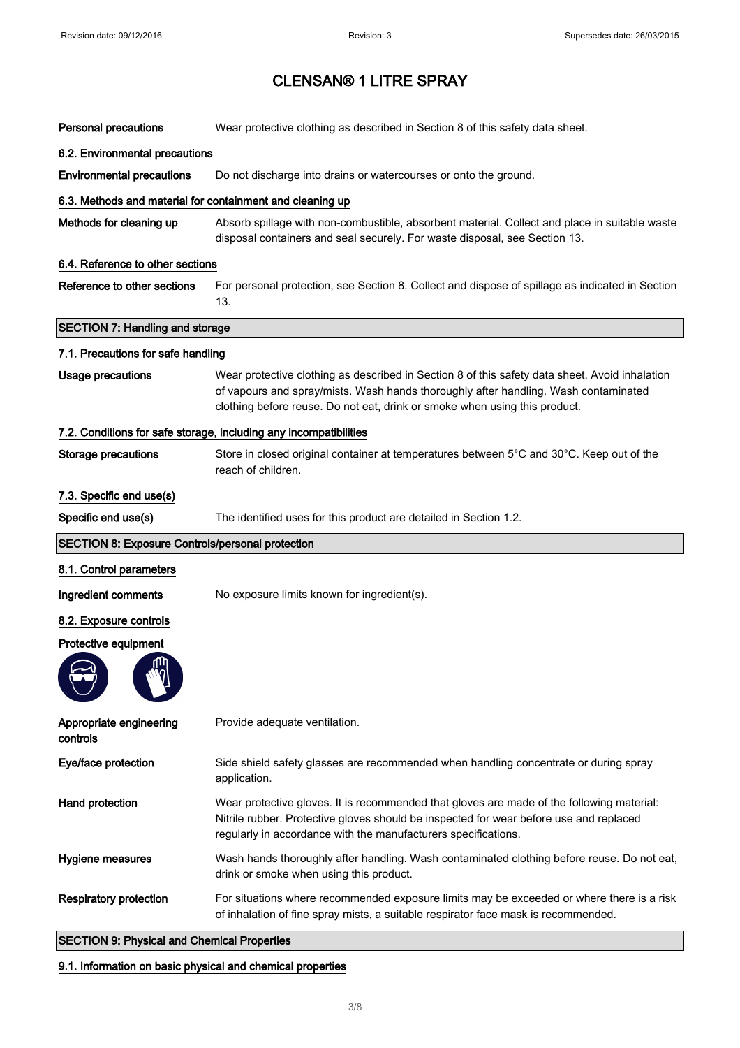# CLENSAN® 1 LITRE SPRAY

**Personal precautions** Wear protective clothing as described in Section 8 of this safety data sheet.

### 6.2. Environmental precautions

**Environmental precautions** Do not discharge into drains or watercourses or onto the ground.

### 6.3. Methods and material for containment and cleaning up

**Methods for cleaning up** Absorb spillage with non-combustible, absorbent material. Collect and place in suitable waste disposal containers and seal securely. For waste disposal, see Section 13.

### 6.4. Reference to other sections

**Reference to other sections** For personal protection, see Section 8. Collect and dispose of spillage as indicated in Section 13.

## SECTION 7: Handling and storage

### 7.1. Precautions for safe handling

**Usage precautions** Wear protective clothing as described in Section 8 of this safety data sheet. Avoid inhalation of vapours and spray/mists. Wash hands thoroughly after handling. Wash contaminated clothing before reuse. Do not eat, drink or smoke when using this product.

### 7.2. Conditions for safe storage, including any incompatibilities

**Storage precautions** Store in closed original container at temperatures between 5°C and 30°C. Keep out of the reach of children.

### 7.3. Specific end use(s)

**Specific end use(s)** The identified uses for this product are detailed in Section 1.2.

## SECTION 8: Exposure Controls/personal protection

### 8.1. Control parameters

**Ingredient comments** No exposure limits known for ingredient(s).

### 8.2. Exposure controls

**Protective equipment**

**Appropriate engineering controls** Provide adequate ventilation.

**Eye/face protection** Side shield safety glasses are recommended when handling concentrate or during spray application.

**Hand protection** Wear protective gloves. It is recommended that gloves are made of the following material: Nitrile rubber. Protective gloves should be inspected for wear before use and replaced regularly in accordance with the manufacturers specifications.

**Hygiene measures** Wash hands thoroughly after handling. Wash contaminated clothing before reuse. Do not eat, drink or smoke when using this product.

**Respiratory protection** For situations where recommended exposure limits may be exceeded or where there is a risk of inhalation of fine spray mists, a suitable respirator face mask is recommended.

## SECTION 9: Physical and Chemical Properties

### 9.1. Information on basic physical and chemical properties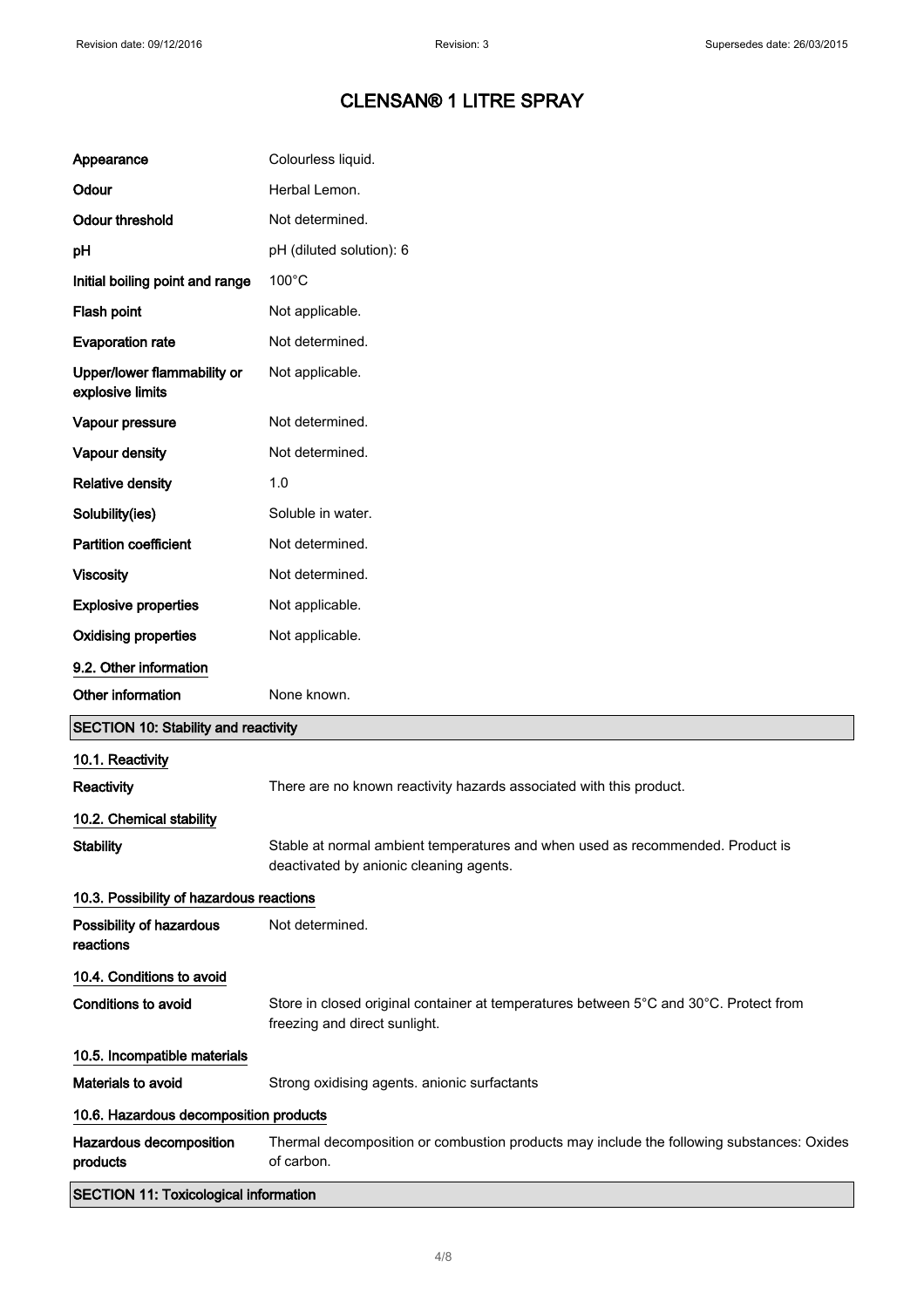| | |
|---|---|
| **Appearance** | Colourless liquid. |
| **Odour** | Herbal Lemon. |
| **Odour threshold** | Not determined. |
| **pH** | pH (diluted solution): 6 |
| **Initial boiling point and range** | 100°C |
| **Flash point** | Not applicable. |
| **Evaporation rate** | Not determined. |
| **Upper/lower flammability or explosive limits** | Not applicable. |
| **Vapour pressure** | Not determined. |
| **Vapour density** | Not determined. |
| **Relative density** | 1.0 |
| **Solubility(ies)** | Soluble in water. |
| **Partition coefficient** | Not determined. |
| **Viscosity** | Not determined. |
| **Explosive properties** | Not applicable. |
| **Oxidising properties** | Not applicable. |

### 9.2. Other information

| | |
|---|---|
| **Other information** | None known. |

## SECTION 10: Stability and reactivity

### 10.1. Reactivity

| | |
|---|---|
| **Reactivity** | There are no known reactivity hazards associated with this product. |

### 10.2. Chemical stability

| | |
|---|---|
| **Stability** | Stable at normal ambient temperatures and when used as recommended. Product is deactivated by anionic cleaning agents. |

### 10.3. Possibility of hazardous reactions

| | |
|---|---|
| **Possibility of hazardous reactions** | Not determined. |

### 10.4. Conditions to avoid

| | |
|---|---|
| **Conditions to avoid** | Store in closed original container at temperatures between 5°C and 30°C. Protect from freezing and direct sunlight. |

### 10.5. Incompatible materials

| | |
|---|---|
| **Materials to avoid** | Strong oxidising agents. anionic surfactants |

### 10.6. Hazardous decomposition products

| | |
|---|---|
| **Hazardous decomposition products** | Thermal decomposition or combustion products may include the following substances: Oxides of carbon. |

## SECTION 11: Toxicological information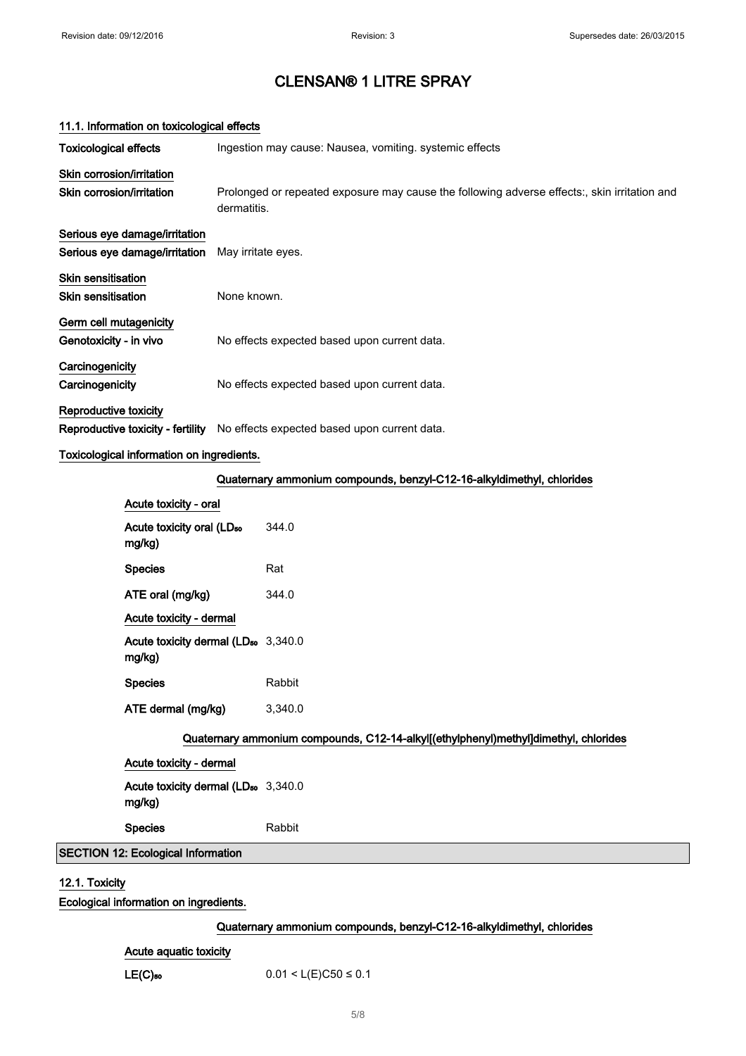# CLENSAN® 1 LITRE SPRAY

### 11.1. Information on toxicological effects

**Toxicological effects** Ingestion may cause: Nausea, vomiting. systemic effects

**Skin corrosion/irritation**

**Skin corrosion/irritation** Prolonged or repeated exposure may cause the following adverse effects:, skin irritation and dermatitis.

**Serious eye damage/irritation**

**Serious eye damage/irritation** May irritate eyes.

**Skin sensitisation**

**Skin sensitisation** None known.

**Germ cell mutagenicity**

**Genotoxicity - in vivo** No effects expected based upon current data.

**Carcinogenicity**

**Carcinogenicity** No effects expected based upon current data.

**Reproductive toxicity**

**Reproductive toxicity - fertility** No effects expected based upon current data.

**Toxicological information on ingredients.**

**Quaternary ammonium compounds, benzyl-C12-16-alkyldimethyl, chlorides**

**Acute toxicity - oral**

| | |
|---|---|
| **Acute toxicity oral ($LD_{50}$ mg/kg)** | 344.0 |
| **Species** | Rat |
| **ATE oral (mg/kg)** | 344.0 |

**Acute toxicity - dermal**

| | |
|---|---|
| **Acute toxicity dermal ($LD_{50}$ mg/kg)** | 3,340.0 |
| **Species** | Rabbit |
| **ATE dermal (mg/kg)** | 3,340.0 |

**Quaternary ammonium compounds, C12-14-alkyl[(ethylphenyl)methyl]dimethyl, chlorides**

**Acute toxicity - dermal**

| | |
|---|---|
| **Acute toxicity dermal ($LD_{50}$ mg/kg)** | 3,340.0 |
| **Species** | Rabbit |

## SECTION 12: Ecological Information

### 12.1. Toxicity

**Ecological information on ingredients.**

**Quaternary ammonium compounds, benzyl-C12-16-alkyldimethyl, chlorides**

**Acute aquatic toxicity**

**$LE(C)_{50}$** $0.01 < L(E)C50 \leq 0.1$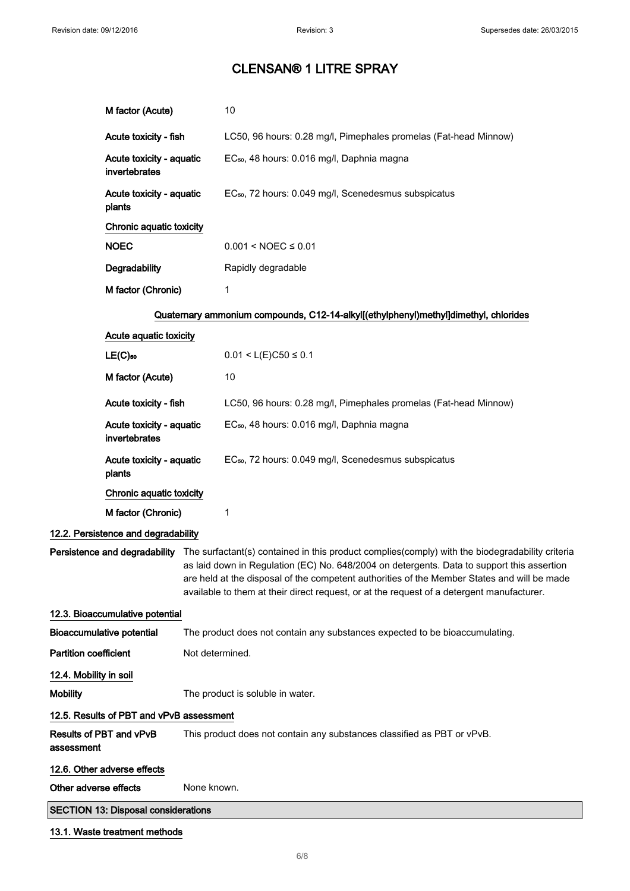| | |
|---|---|
| **M factor (Acute)** | 10 |
| **Acute toxicity - fish** | LC50, 96 hours: 0.28 mg/l, Pimephales promelas (Fat-head Minnow) |
| **Acute toxicity - aquatic invertebrates** | $EC_{50}$, 48 hours: 0.016 mg/l, Daphnia magna |
| **Acute toxicity - aquatic plants** | $EC_{50}$, 72 hours: 0.049 mg/l, Scenedesmus subspicatus |
| **Chronic aquatic toxicity** | |
| **NOEC** | $0.001 < NOEC \leq 0.01$ |
| **Degradability** | Rapidly degradable |
| **M factor (Chronic)** | 1 |

**Quaternary ammonium compounds, C12-14-alkyl[(ethylphenyl)methyl]dimethyl, chlorides**

| | |
|---|---|
| **Acute aquatic toxicity** | |
| **$LE(C)_{50}$** | $0.01 < L(E)C50 \leq 0.1$ |
| **M factor (Acute)** | 10 |
| **Acute toxicity - fish** | LC50, 96 hours: 0.28 mg/l, Pimephales promelas (Fat-head Minnow) |
| **Acute toxicity - aquatic invertebrates** | $EC_{50}$, 48 hours: 0.016 mg/l, Daphnia magna |
| **Acute toxicity - aquatic plants** | $EC_{50}$, 72 hours: 0.049 mg/l, Scenedesmus subspicatus |
| **Chronic aquatic toxicity** | |
| **M factor (Chronic)** | 1 |

### 12.2. Persistence and degradability

**Persistence and degradability** The surfactant(s) contained in this product complies(comply) with the biodegradability criteria as laid down in Regulation (EC) No. 648/2004 on detergents. Data to support this assertion are held at the disposal of the competent authorities of the Member States and will be made available to them at their direct request, or at the request of a detergent manufacturer.

### 12.3. Bioaccumulative potential

**Bioaccumulative potential** The product does not contain any substances expected to be bioaccumulating.

**Partition coefficient** Not determined.

### 12.4. Mobility in soil

**Mobility** The product is soluble in water.

### 12.5. Results of PBT and vPvB assessment

**Results of PBT and vPvB assessment** This product does not contain any substances classified as PBT or vPvB.

### 12.6. Other adverse effects

**Other adverse effects** None known.

## SECTION 13: Disposal considerations

### 13.1. Waste treatment methods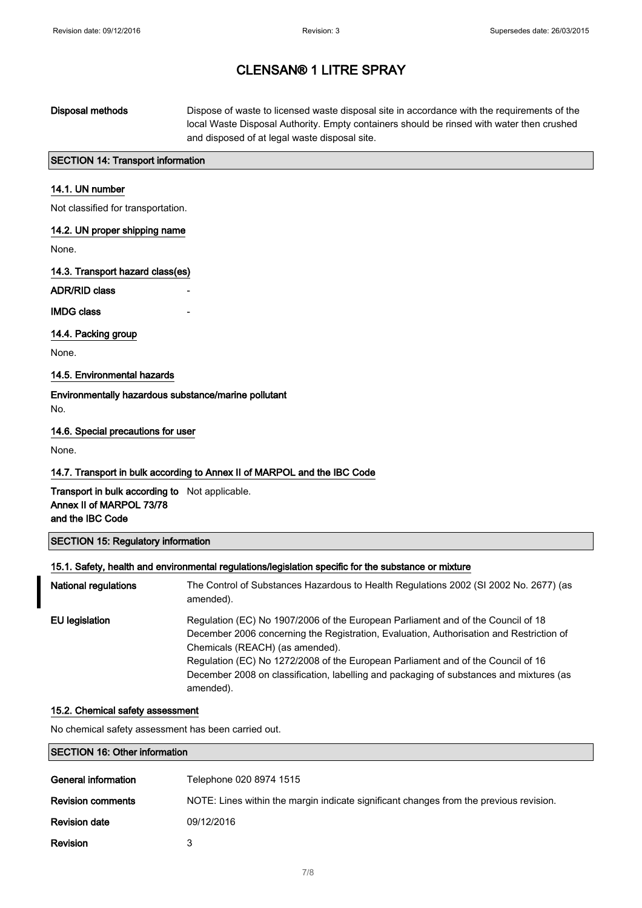| | |
|---|---|
| **Disposal methods** | Dispose of waste to licensed waste disposal site in accordance with the requirements of the local Waste Disposal Authority. Empty containers should be rinsed with water then crushed and disposed of at legal waste disposal site. |

## SECTION 14: Transport information

### 14.1. UN number

Not classified for transportation.

### 14.2. UN proper shipping name

None.

### 14.3. Transport hazard class(es)

**ADR/RID class** -

**IMDG class** -

### 14.4. Packing group

None.

### 14.5. Environmental hazards

**Environmentally hazardous substance/marine pollutant**

No.

### 14.6. Special precautions for user

None.

### 14.7. Transport in bulk according to Annex II of MARPOL and the IBC Code

| | |
|---|---|
| **Transport in bulk according to Annex II of MARPOL 73/78 and the IBC Code** | Not applicable. |

## SECTION 15: Regulatory information

### 15.1. Safety, health and environmental regulations/legislation specific for the substance or mixture

| | |
|---|---|
| **National regulations** | The Control of Substances Hazardous to Health Regulations 2002 (SI 2002 No. 2677) (as amended). |
| **EU legislation** | Regulation (EC) No 1907/2006 of the European Parliament and of the Council of 18 December 2006 concerning the Registration, Evaluation, Authorisation and Restriction of Chemicals (REACH) (as amended).<br>Regulation (EC) No 1272/2008 of the European Parliament and of the Council of 16 December 2008 on classification, labelling and packaging of substances and mixtures (as amended). |

### 15.2. Chemical safety assessment

No chemical safety assessment has been carried out.

## SECTION 16: Other information

| | |
|---|---|
| **General information** | Telephone 020 8974 1515 |
| **Revision comments** | NOTE: Lines within the margin indicate significant changes from the previous revision. |
| **Revision date** | 09/12/2016 |
| **Revision** | 3 |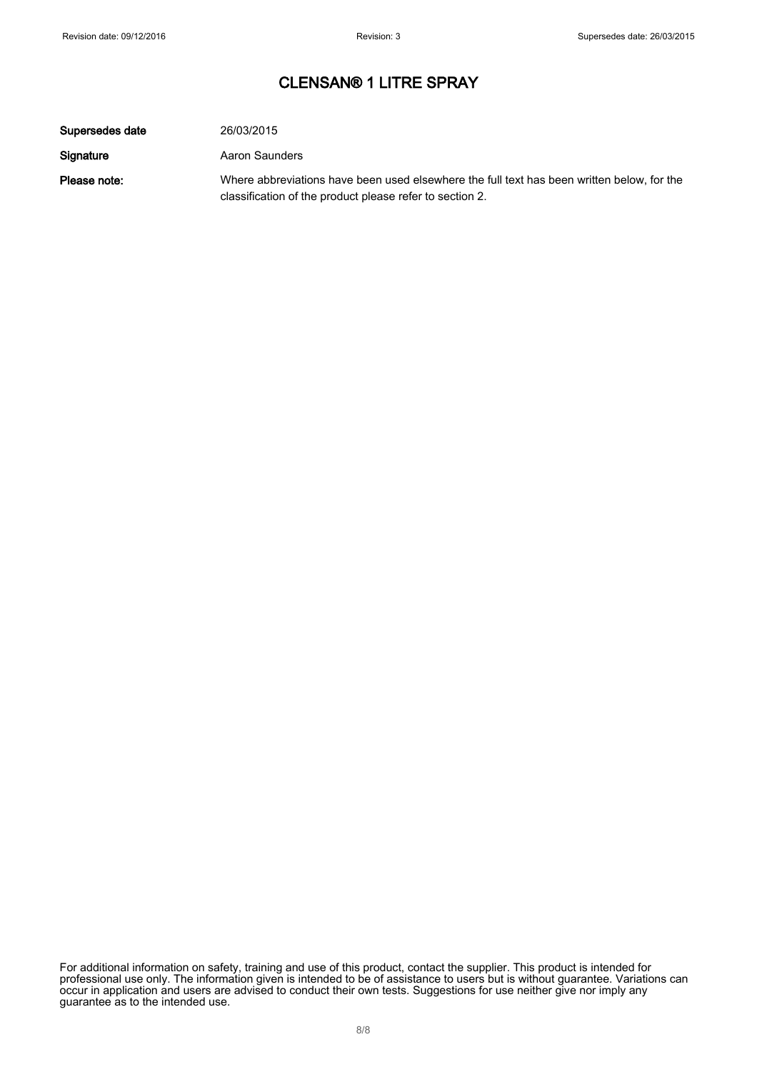| | |
|---|---|
| **Supersedes date** | 26/03/2015 |
| **Signature** | Aaron Saunders |
| **Please note:** | Where abbreviations have been used elsewhere the full text has been written below, for the classification of the product please refer to section 2. |

For additional information on safety, training and use of this product, contact the supplier. This product is intended for professional use only. The information given is intended to be of assistance to users but is without guarantee. Variations can occur in application and users are advised to conduct their own tests. Suggestions for use neither give nor imply any guarantee as to the intended use.